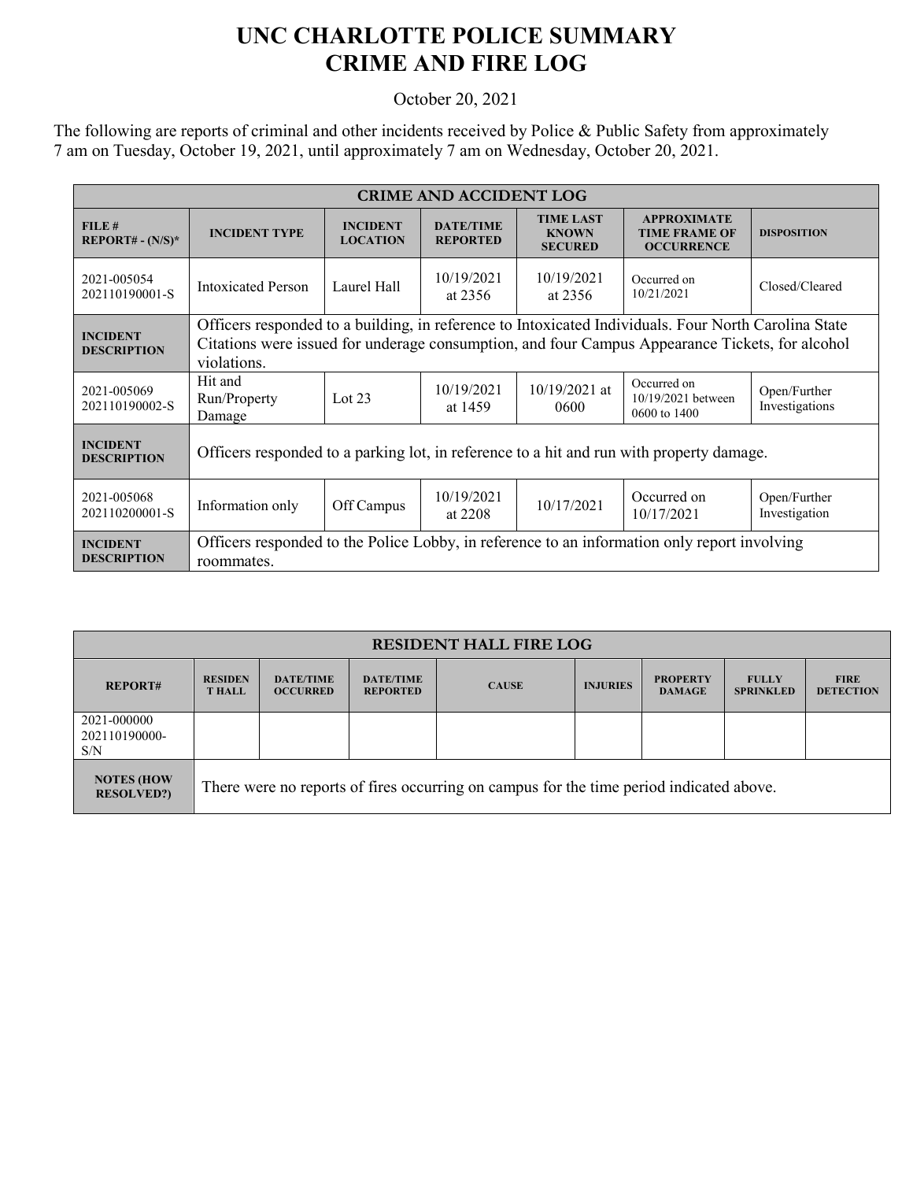# UNC CHARLOTTE POLICE SUMMARY
# CRIME AND FIRE LOG

October 20, 2021

The following are reports of criminal and other incidents received by Police & Public Safety from approximately 7 am on Tuesday, October 19, 2021, until approximately 7 am on Wednesday, October 20, 2021.

| CRIME AND ACCIDENT LOG | | | | | | |
|---|---|---|---|---|---|---|
| **FILE # REPORT# - (N/S)*** | **INCIDENT TYPE** | **INCIDENT LOCATION** | **DATE/TIME REPORTED** | **TIME LAST KNOWN SECURED** | **APPROXIMATE TIME FRAME OF OCCURRENCE** | **DISPOSITION** |
| 2021-005054 202110190001-S | Intoxicated Person | Laurel Hall | 10/19/2021 at 2356 | 10/19/2021 at 2356 | Occurred on 10/21/2021 | Closed/Cleared |
| **INCIDENT DESCRIPTION** | Officers responded to a building, in reference to Intoxicated Individuals. Four North Carolina State Citations were issued for underage consumption, and four Campus Appearance Tickets, for alcohol violations. | | | | | |
| 2021-005069 202110190002-S | Hit and Run/Property Damage | Lot 23 | 10/19/2021 at 1459 | 10/19/2021 at 0600 | Occurred on 10/19/2021 between 0600 to 1400 | Open/Further Investigations |
| **INCIDENT DESCRIPTION** | Officers responded to a parking lot, in reference to a hit and run with property damage. | | | | | |
| 2021-005068 202110200001-S | Information only | Off Campus | 10/19/2021 at 2208 | 10/17/2021 | Occurred on 10/17/2021 | Open/Further Investigation |
| **INCIDENT DESCRIPTION** | Officers responded to the Police Lobby, in reference to an information only report involving roommates. | | | | | |

| RESIDENT HALL FIRE LOG | | | | | | | | |
|---|---|---|---|---|---|---|---|---|
| **REPORT#** | **RESIDENT HALL** | **DATE/TIME OCCURRED** | **DATE/TIME REPORTED** | **CAUSE** | **INJURIES** | **PROPERTY DAMAGE** | **FULLY SPRINKLED** | **FIRE DETECTION** |
| 2021-000000 202110190000-S/N | | | | | | | | |
| **NOTES (HOW RESOLVED?)** | There were no reports of fires occurring on campus for the time period indicated above. | | | | | | | |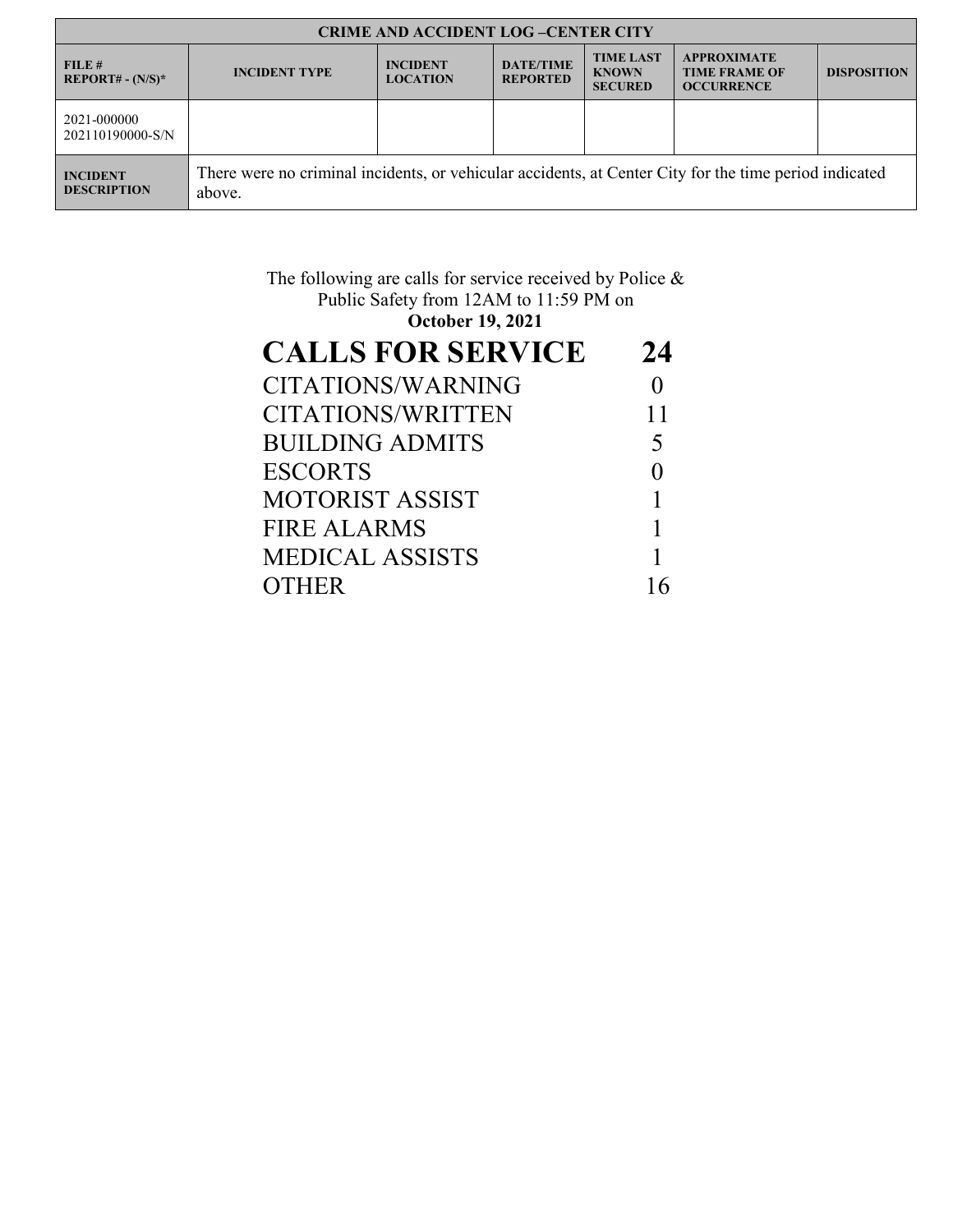| CRIME AND ACCIDENT LOG –CENTER CITY | | | | | | |
|---|---|---|---|---|---|---|
| **FILE # REPORT# - (N/S)*** | **INCIDENT TYPE** | **INCIDENT LOCATION** | **DATE/TIME REPORTED** | **TIME LAST KNOWN SECURED** | **APPROXIMATE TIME FRAME OF OCCURRENCE** | **DISPOSITION** |
| 2021-000000 202110190000-S/N | | | | | | |
| **INCIDENT DESCRIPTION** | There were no criminal incidents, or vehicular accidents, at Center City for the time period indicated above. | | | | | |

The following are calls for service received by Police & Public Safety from 12AM to 11:59 PM on
**October 19, 2021**

| | |
|---|---|
| **CALLS FOR SERVICE** | **24** |
| CITATIONS/WARNING | 0 |
| CITATIONS/WRITTEN | 11 |
| BUILDING ADMITS | 5 |
| ESCORTS | 0 |
| MOTORIST ASSIST | 1 |
| FIRE ALARMS | 1 |
| MEDICAL ASSISTS | 1 |
| OTHER | 16 |